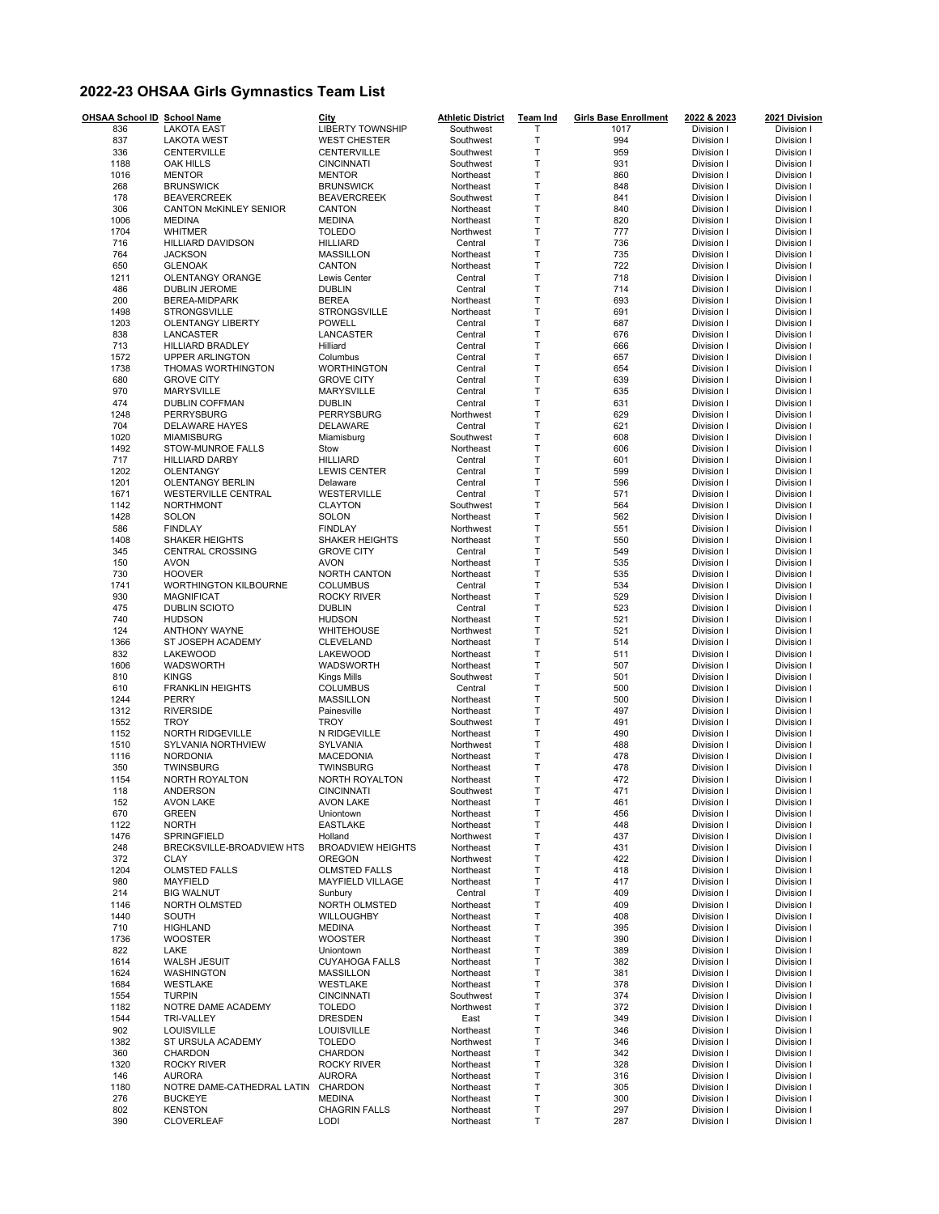# 2022-23 OHSAA Girls Gymnastics Team List

| OHSAA School ID | School Name | City | Athletic District | Team Ind | Girls Base Enrollment | 2022 & 2023 | 2021 Division |
|---|---|---|---|---|---|---|---|
| 836 | LAKOTA EAST | LIBERTY TOWNSHIP | Southwest | T | 1017 | Division I | Division I |
| 837 | LAKOTA WEST | WEST CHESTER | Southwest | T | 994 | Division I | Division I |
| 336 | CENTERVILLE | CENTERVILLE | Southwest | T | 959 | Division I | Division I |
| 1188 | OAK HILLS | CINCINNATI | Southwest | T | 931 | Division I | Division I |
| 1016 | MENTOR | MENTOR | Northeast | T | 860 | Division I | Division I |
| 268 | BRUNSWICK | BRUNSWICK | Northeast | T | 848 | Division I | Division I |
| 178 | BEAVERCREEK | BEAVERCREEK | Southwest | T | 841 | Division I | Division I |
| 306 | CANTON McKINLEY SENIOR | CANTON | Northeast | T | 840 | Division I | Division I |
| 1006 | MEDINA | MEDINA | Northeast | T | 820 | Division I | Division I |
| 1704 | WHITMER | TOLEDO | Northwest | T | 777 | Division I | Division I |
| 716 | HILLIARD DAVIDSON | HILLIARD | Central | T | 736 | Division I | Division I |
| 764 | JACKSON | MASSILLON | Northeast | T | 735 | Division I | Division I |
| 650 | GLENOAK | CANTON | Northeast | T | 722 | Division I | Division I |
| 1211 | OLENTANGY ORANGE | Lewis Center | Central | T | 718 | Division I | Division I |
| 486 | DUBLIN JEROME | DUBLIN | Central | T | 714 | Division I | Division I |
| 200 | BEREA-MIDPARK | BEREA | Northeast | T | 693 | Division I | Division I |
| 1498 | STRONGSVILLE | STRONGSVILLE | Northeast | T | 691 | Division I | Division I |
| 1203 | OLENTANGY LIBERTY | POWELL | Central | T | 687 | Division I | Division I |
| 838 | LANCASTER | LANCASTER | Central | T | 676 | Division I | Division I |
| 713 | HILLIARD BRADLEY | Hilliard | Central | T | 666 | Division I | Division I |
| 1572 | UPPER ARLINGTON | Columbus | Central | T | 657 | Division I | Division I |
| 1738 | THOMAS WORTHINGTON | WORTHINGTON | Central | T | 654 | Division I | Division I |
| 680 | GROVE CITY | GROVE CITY | Central | T | 639 | Division I | Division I |
| 970 | MARYSVILLE | MARYSVILLE | Central | T | 635 | Division I | Division I |
| 474 | DUBLIN COFFMAN | DUBLIN | Central | T | 631 | Division I | Division I |
| 1248 | PERRYSBURG | PERRYSBURG | Northwest | T | 629 | Division I | Division I |
| 704 | DELAWARE HAYES | DELAWARE | Central | T | 621 | Division I | Division I |
| 1020 | MIAMISBURG | Miamisburg | Southwest | T | 608 | Division I | Division I |
| 1492 | STOW-MUNROE FALLS | Stow | Northeast | T | 606 | Division I | Division I |
| 717 | HILLIARD DARBY | HILLIARD | Central | T | 601 | Division I | Division I |
| 1202 | OLENTANGY | LEWIS CENTER | Central | T | 599 | Division I | Division I |
| 1201 | OLENTANGY BERLIN | Delaware | Central | T | 596 | Division I | Division I |
| 1671 | WESTERVILLE CENTRAL | WESTERVILLE | Central | T | 571 | Division I | Division I |
| 1142 | NORTHMONT | CLAYTON | Southwest | T | 564 | Division I | Division I |
| 1428 | SOLON | SOLON | Northeast | T | 562 | Division I | Division I |
| 586 | FINDLAY | FINDLAY | Northwest | T | 551 | Division I | Division I |
| 1408 | SHAKER HEIGHTS | SHAKER HEIGHTS | Northeast | T | 550 | Division I | Division I |
| 345 | CENTRAL CROSSING | GROVE CITY | Central | T | 549 | Division I | Division I |
| 150 | AVON | AVON | Northeast | T | 535 | Division I | Division I |
| 730 | HOOVER | NORTH CANTON | Northeast | T | 535 | Division I | Division I |
| 1741 | WORTHINGTON KILBOURNE | COLUMBUS | Central | T | 534 | Division I | Division I |
| 930 | MAGNIFICAT | ROCKY RIVER | Northeast | T | 529 | Division I | Division I |
| 475 | DUBLIN SCIOTO | DUBLIN | Central | T | 523 | Division I | Division I |
| 740 | HUDSON | HUDSON | Northeast | T | 521 | Division I | Division I |
| 124 | ANTHONY WAYNE | WHITEHOUSE | Northwest | T | 521 | Division I | Division I |
| 1366 | ST JOSEPH ACADEMY | CLEVELAND | Northeast | T | 514 | Division I | Division I |
| 832 | LAKEWOOD | LAKEWOOD | Northeast | T | 511 | Division I | Division I |
| 1606 | WADSWORTH | WADSWORTH | Northeast | T | 507 | Division I | Division I |
| 810 | KINGS | Kings Mills | Southwest | T | 501 | Division I | Division I |
| 610 | FRANKLIN HEIGHTS | COLUMBUS | Central | T | 500 | Division I | Division I |
| 1244 | PERRY | MASSILLON | Northeast | T | 500 | Division I | Division I |
| 1312 | RIVERSIDE | Painesville | Northeast | T | 497 | Division I | Division I |
| 1552 | TROY | TROY | Southwest | T | 491 | Division I | Division I |
| 1152 | NORTH RIDGEVILLE | N RIDGEVILLE | Northeast | T | 490 | Division I | Division I |
| 1510 | SYLVANIA NORTHVIEW | SYLVANIA | Northwest | T | 488 | Division I | Division I |
| 1116 | NORDONIA | MACEDONIA | Northeast | T | 478 | Division I | Division I |
| 350 | TWINSBURG | TWINSBURG | Northeast | T | 478 | Division I | Division I |
| 1154 | NORTH ROYALTON | NORTH ROYALTON | Northeast | T | 472 | Division I | Division I |
| 118 | ANDERSON | CINCINNATI | Southwest | T | 471 | Division I | Division I |
| 152 | AVON LAKE | AVON LAKE | Northeast | T | 461 | Division I | Division I |
| 670 | GREEN | Uniontown | Northeast | T | 456 | Division I | Division I |
| 1122 | NORTH | EASTLAKE | Northeast | T | 448 | Division I | Division I |
| 1476 | SPRINGFIELD | Holland | Northwest | T | 437 | Division I | Division I |
| 248 | BRECKSVILLE-BROADVIEW HTS | BROADVIEW HEIGHTS | Northeast | T | 431 | Division I | Division I |
| 372 | CLAY | OREGON | Northwest | T | 422 | Division I | Division I |
| 1204 | OLMSTED FALLS | OLMSTED FALLS | Northeast | T | 418 | Division I | Division I |
| 980 | MAYFIELD | MAYFIELD VILLAGE | Northeast | T | 417 | Division I | Division I |
| 214 | BIG WALNUT | Sunbury | Central | T | 409 | Division I | Division I |
| 1146 | NORTH OLMSTED | NORTH OLMSTED | Northeast | T | 409 | Division I | Division I |
| 1440 | SOUTH | WILLOUGHBY | Northeast | T | 408 | Division I | Division I |
| 710 | HIGHLAND | MEDINA | Northeast | T | 395 | Division I | Division I |
| 1736 | WOOSTER | WOOSTER | Northeast | T | 390 | Division I | Division I |
| 822 | LAKE | Uniontown | Northeast | T | 389 | Division I | Division I |
| 1614 | WALSH JESUIT | CUYAHOGA FALLS | Northeast | T | 382 | Division I | Division I |
| 1624 | WASHINGTON | MASSILLON | Northeast | T | 381 | Division I | Division I |
| 1684 | WESTLAKE | WESTLAKE | Northeast | T | 378 | Division I | Division I |
| 1554 | TURPIN | CINCINNATI | Southwest | T | 374 | Division I | Division I |
| 1182 | NOTRE DAME ACADEMY | TOLEDO | Northwest | T | 372 | Division I | Division I |
| 1544 | TRI-VALLEY | DRESDEN | East | T | 349 | Division I | Division I |
| 902 | LOUISVILLE | LOUISVILLE | Northeast | T | 346 | Division I | Division I |
| 1382 | ST URSULA ACADEMY | TOLEDO | Northwest | T | 346 | Division I | Division I |
| 360 | CHARDON | CHARDON | Northeast | T | 342 | Division I | Division I |
| 1320 | ROCKY RIVER | ROCKY RIVER | Northeast | T | 328 | Division I | Division I |
| 146 | AURORA | AURORA | Northeast | T | 316 | Division I | Division I |
| 1180 | NOTRE DAME-CATHEDRAL LATIN | CHARDON | Northeast | T | 305 | Division I | Division I |
| 276 | BUCKEYE | MEDINA | Northeast | T | 300 | Division I | Division I |
| 802 | KENSTON | CHAGRIN FALLS | Northeast | T | 297 | Division I | Division I |
| 390 | CLOVERLEAF | LODI | Northeast | T | 287 | Division I | Division I |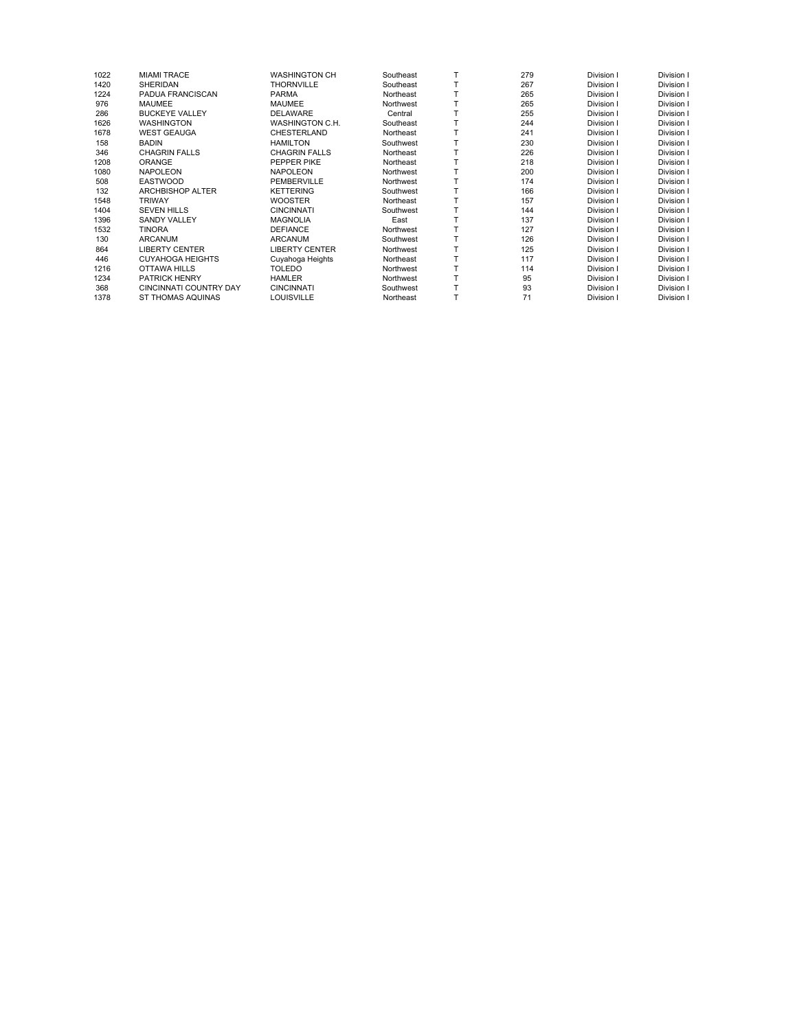| | | | | | | | |
|---|---|---|---|---|---|---|---|
| 1022 | MIAMI TRACE | WASHINGTON CH | Southeast | T | 279 | Division I | Division I |
| 1420 | SHERIDAN | THORNVILLE | Southeast | T | 267 | Division I | Division I |
| 1224 | PADUA FRANCISCAN | PARMA | Northeast | T | 265 | Division I | Division I |
| 976 | MAUMEE | MAUMEE | Northwest | T | 265 | Division I | Division I |
| 286 | BUCKEYE VALLEY | DELAWARE | Central | T | 255 | Division I | Division I |
| 1626 | WASHINGTON | WASHINGTON C.H. | Southeast | T | 244 | Division I | Division I |
| 1678 | WEST GEAUGA | CHESTERLAND | Northeast | T | 241 | Division I | Division I |
| 158 | BADIN | HAMILTON | Southwest | T | 230 | Division I | Division I |
| 346 | CHAGRIN FALLS | CHAGRIN FALLS | Northeast | T | 226 | Division I | Division I |
| 1208 | ORANGE | PEPPER PIKE | Northeast | T | 218 | Division I | Division I |
| 1080 | NAPOLEON | NAPOLEON | Northwest | T | 200 | Division I | Division I |
| 508 | EASTWOOD | PEMBERVILLE | Northwest | T | 174 | Division I | Division I |
| 132 | ARCHBISHOP ALTER | KETTERING | Southwest | T | 166 | Division I | Division I |
| 1548 | TRIWAY | WOOSTER | Northeast | T | 157 | Division I | Division I |
| 1404 | SEVEN HILLS | CINCINNATI | Southwest | T | 144 | Division I | Division I |
| 1396 | SANDY VALLEY | MAGNOLIA | East | T | 137 | Division I | Division I |
| 1532 | TINORA | DEFIANCE | Northwest | T | 127 | Division I | Division I |
| 130 | ARCANUM | ARCANUM | Southwest | T | 126 | Division I | Division I |
| 864 | LIBERTY CENTER | LIBERTY CENTER | Northwest | T | 125 | Division I | Division I |
| 446 | CUYAHOGA HEIGHTS | Cuyahoga Heights | Northeast | T | 117 | Division I | Division I |
| 1216 | OTTAWA HILLS | TOLEDO | Northwest | T | 114 | Division I | Division I |
| 1234 | PATRICK HENRY | HAMLER | Northwest | T | 95 | Division I | Division I |
| 368 | CINCINNATI COUNTRY DAY | CINCINNATI | Southwest | T | 93 | Division I | Division I |
| 1378 | ST THOMAS AQUINAS | LOUISVILLE | Northeast | T | 71 | Division I | Division I |